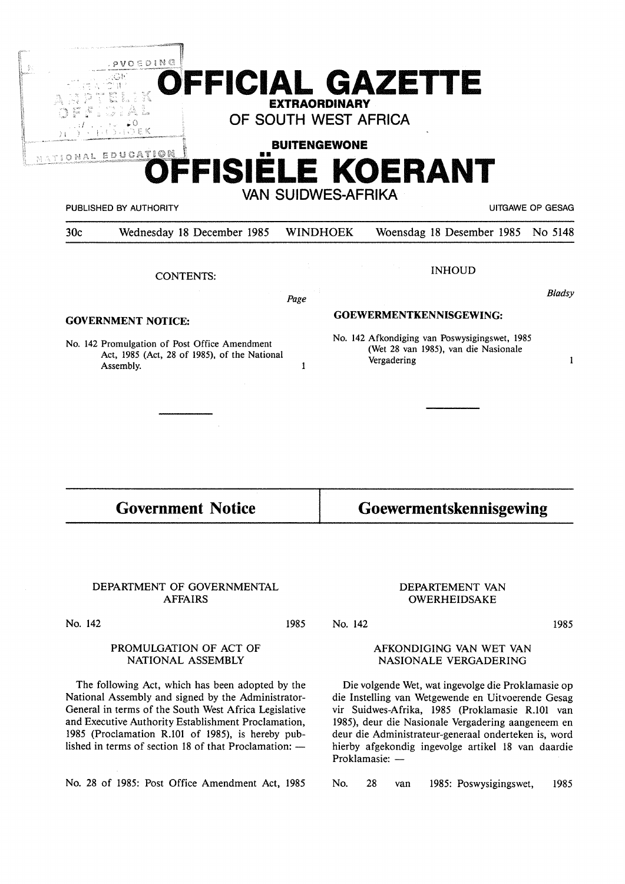# OFFICIAL GAZETTE

**EXTRAORDINARY**

OF SOUTH WEST AFRICA

**BUITENGEWONE**

# OFFISIËLE KOERANT

VAN SUIDWES-AFRIKA

PUBLISHED BY AUTHORITY — UITGAWE OP GESAG

30c — Wednesday 18 December 1985 — WINDHOEK — Woensdag 18 Desember 1985 — No 5148

CONTENTS:

*Page*

**GOVERNMENT NOTICE:**

No. 142 Promulgation of Post Office Amendment Act, 1985 (Act, 28 of 1985), of the National Assembly. — 1

INHOUD

*Bladsy*

**GOEWERMENTKENNISGEWING:**

No. 142 Afkondiging van Poswysigingswet, 1985 (Wet 28 van 1985), van die Nasionale Vergadering — 1

---

## Government Notice

DEPARTMENT OF GOVERNMENTAL AFFAIRS

No. 142 — 1985

PROMULGATION OF ACT OF NATIONAL ASSEMBLY

The following Act, which has been adopted by the National Assembly and signed by the Administrator-General in terms of the South West Africa Legislative and Executive Authority Establishment Proclamation, 1985 (Proclamation R.101 of 1985), is hereby published in terms of section 18 of that Proclamation: —

No. 28 of 1985: Post Office Amendment Act, 1985

## Goewermentskennisgewing

DEPARTEMENT VAN OWERHEIDSAKE

No. 142 — 1985

AFKONDIGING VAN WET VAN NASIONALE VERGADERING

Die volgende Wet, wat ingevolge die Proklamasie op die Instelling van Wetgewende en Uitvoerende Gesag vir Suidwes-Afrika, 1985 (Proklamasie R.101 van 1985), deur die Nasionale Vergadering aangeneem en deur die Administrateur-generaal onderteken is, word hierby afgekondig ingevolge artikel 18 van daardie Proklamasie: —

No. 28 van 1985: Poswysigingswet, 1985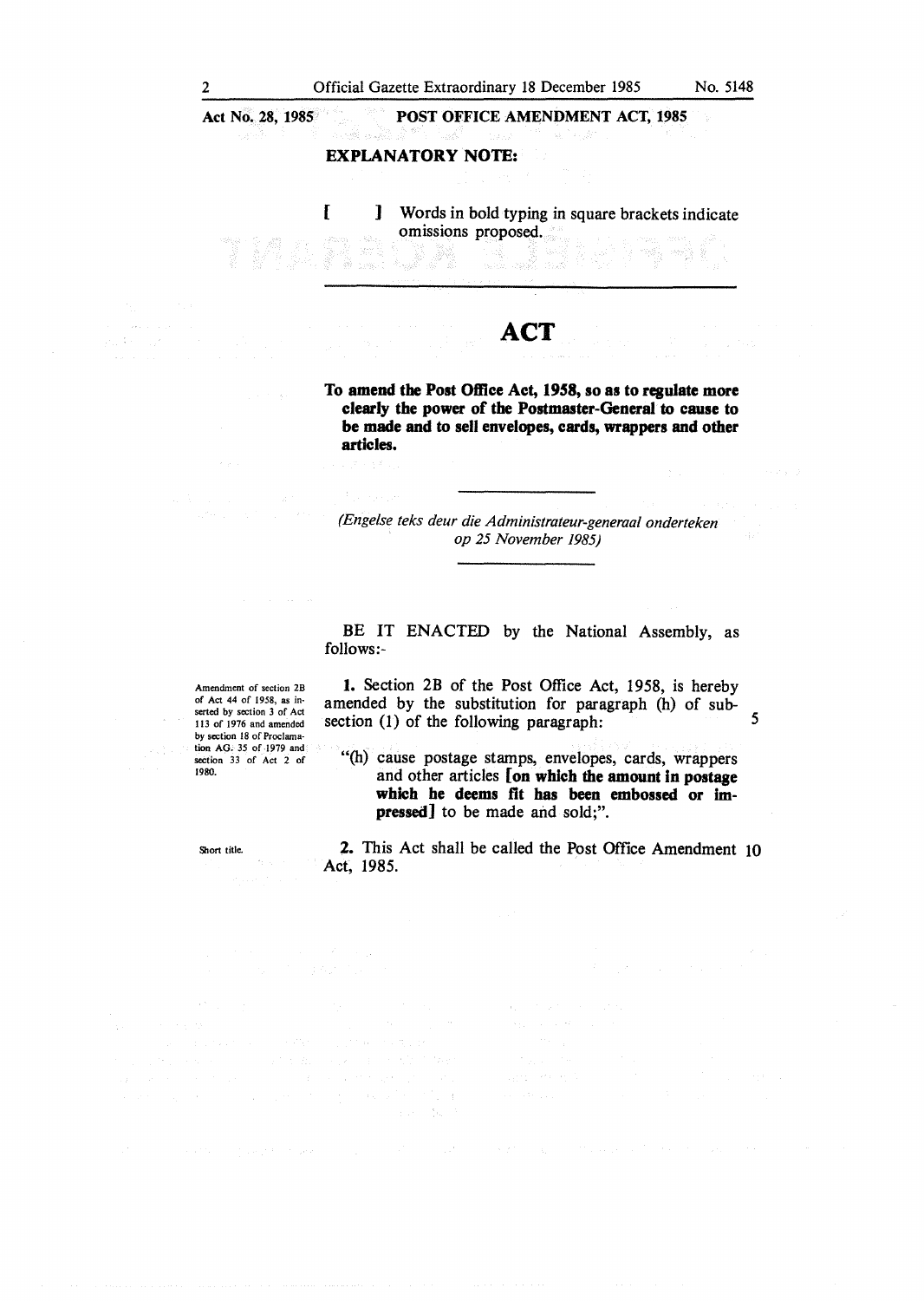**Act No. 28, 1985 — POST OFFICE AMENDMENT ACT, 1985**

**EXPLANATORY NOTE:**

**[ ]** Words in bold typing in square brackets indicate omissions proposed.

# ACT

**To amend the Post Office Act, 1958, so as to regulate more clearly the power of the Postmaster-General to cause to be made and to sell envelopes, cards, wrappers and other articles.**

*(Engelse teks deur die Administrateur-generaal onderteken op 25 November 1985)*

BE IT ENACTED by the National Assembly, as follows:-

*Amendment of section 2B of Act 44 of 1958, as inserted by section 3 of Act 113 of 1976 and amended by section 18 of Proclamation AG. 35 of 1979 and section 33 of Act 2 of 1980.*

**1.** Section 2B of the Post Office Act, 1958, is hereby amended by the substitution for paragraph (h) of subsection (1) of the following paragraph:

"(h) cause postage stamps, envelopes, cards, wrappers and other articles **[on which the amount in postage which he deems fit has been embossed or impressed]** to be made and sold;".

*Short title.*

**2.** This Act shall be called the Post Office Amendment Act, 1985.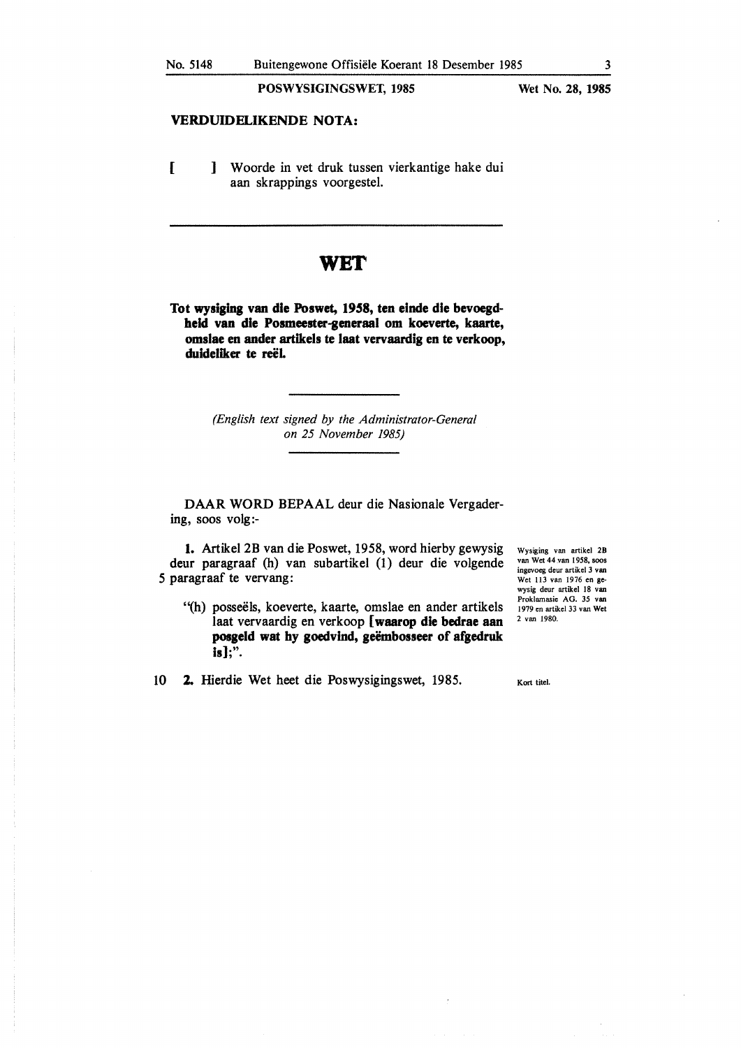**VERDUIDELIKENDE NOTA:**

**[ ]** Woorde in vet druk tussen vierkantige hake dui aan skrappings voorgestel.

# WET

**Tot wysiging van die Poswet, 1958, ten einde die bevoegdheid van die Posmeester-generaal om koeverte, kaarte, omslae en ander artikels te laat vervaardig en te verkoop, duideliker te reël.**

*(English text signed by the Administrator-General on 25 November 1985)*

DAAR WORD BEPAAL deur die Nasionale Vergadering, soos volg:-

Wysiging van artikel 2B van Wet 44 van 1958, soos ingevoeg deur artikel 3 van Wet 113 van 1976 en gewysig deur artikel 18 van Proklamasie AG. 35 van 1979 en artikel 33 van Wet 2 van 1980.

**1.** Artikel 2B van die Poswet, 1958, word hierby gewysig deur paragraaf (h) van subartikel (1) deur die volgende paragraaf te vervang:

> "(h) posseëls, koeverte, kaarte, omslae en ander artikels laat vervaardig en verkoop **[waarop die bedrae aan posgeld wat hy goedvind, geëmbosseer of afgedruk is]**;".

Kort titel.

**2.** Hierdie Wet heet die Poswysigingswet, 1985.